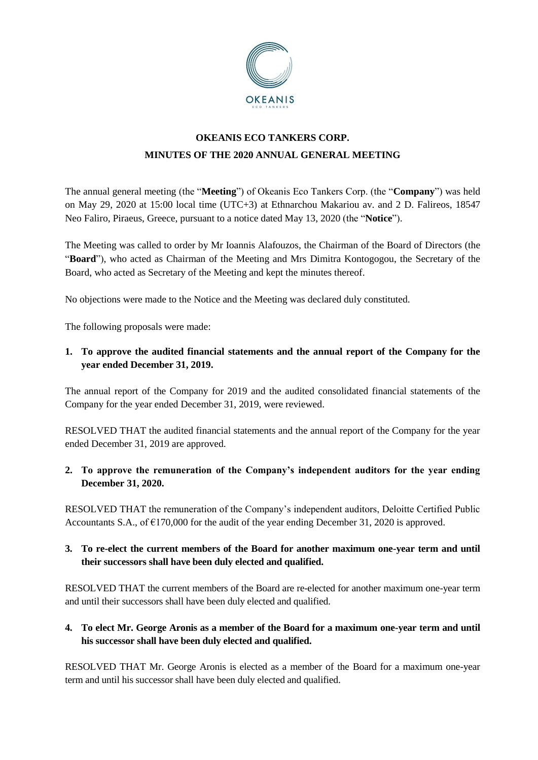# OKEANIS ECO TANKERS CORP.

## MINUTES OF THE 2020 ANNUAL GENERAL MEETING

The annual general meeting (the "**Meeting**") of Okeanis Eco Tankers Corp. (the "**Company**") was held on May 29, 2020 at 15:00 local time (UTC+3) at Ethnarchou Makariou av. and 2 D. Falireos, 18547 Neo Faliro, Piraeus, Greece, pursuant to a notice dated May 13, 2020 (the "**Notice**").

The Meeting was called to order by Mr Ioannis Alafouzos, the Chairman of the Board of Directors (the "**Board**"), who acted as Chairman of the Meeting and Mrs Dimitra Kontogogou, the Secretary of the Board, who acted as Secretary of the Meeting and kept the minutes thereof.

No objections were made to the Notice and the Meeting was declared duly constituted.

The following proposals were made:

**1. To approve the audited financial statements and the annual report of the Company for the year ended December 31, 2019.**

The annual report of the Company for 2019 and the audited consolidated financial statements of the Company for the year ended December 31, 2019, were reviewed.

RESOLVED THAT the audited financial statements and the annual report of the Company for the year ended December 31, 2019 are approved.

**2. To approve the remuneration of the Company's independent auditors for the year ending December 31, 2020.**

RESOLVED THAT the remuneration of the Company's independent auditors, Deloitte Certified Public Accountants S.A., of €170,000 for the audit of the year ending December 31, 2020 is approved.

**3. To re-elect the current members of the Board for another maximum one-year term and until their successors shall have been duly elected and qualified.**

RESOLVED THAT the current members of the Board are re-elected for another maximum one-year term and until their successors shall have been duly elected and qualified.

**4. To elect Mr. George Aronis as a member of the Board for a maximum one-year term and until his successor shall have been duly elected and qualified.**

RESOLVED THAT Mr. George Aronis is elected as a member of the Board for a maximum one-year term and until his successor shall have been duly elected and qualified.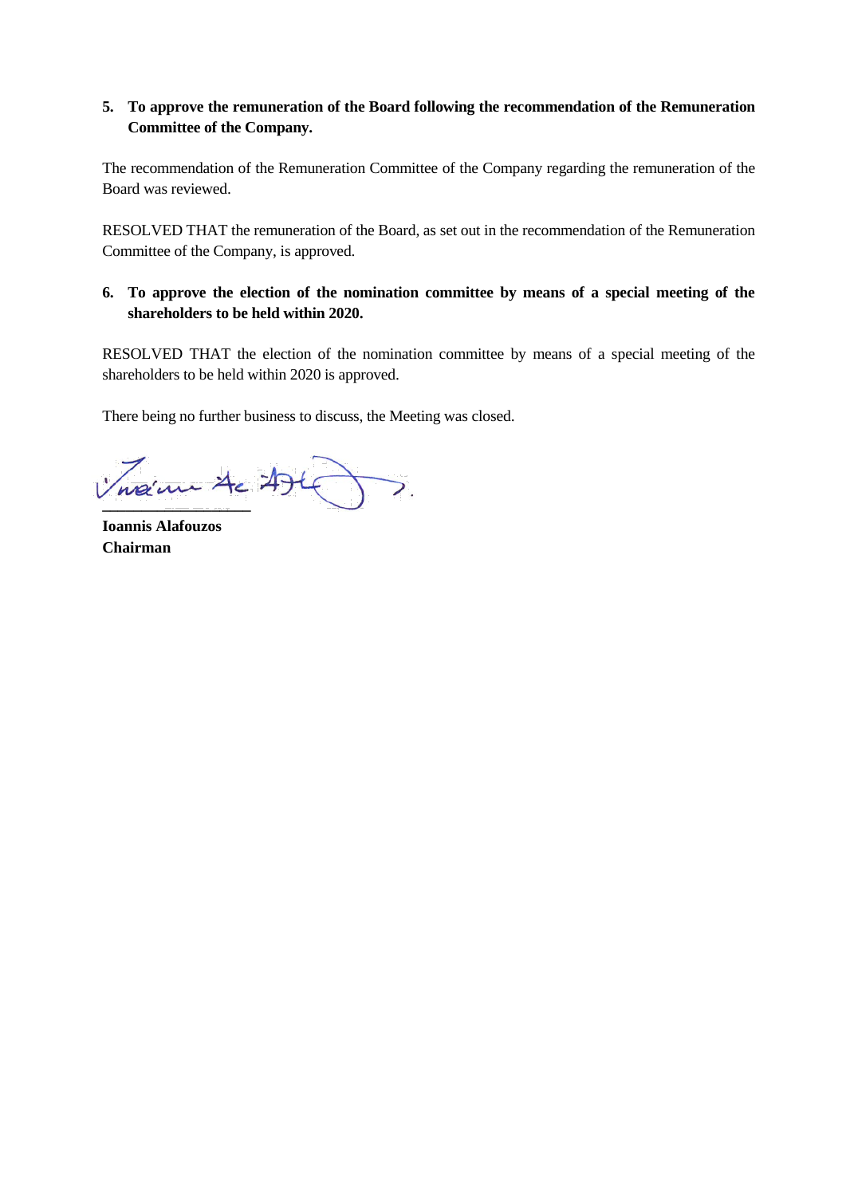**5. To approve the remuneration of the Board following the recommendation of the Remuneration Committee of the Company.**

The recommendation of the Remuneration Committee of the Company regarding the remuneration of the Board was reviewed.

RESOLVED THAT the remuneration of the Board, as set out in the recommendation of the Remuneration Committee of the Company, is approved.

**6. To approve the election of the nomination committee by means of a special meeting of the shareholders to be held within 2020.**

RESOLVED THAT the election of the nomination committee by means of a special meeting of the shareholders to be held within 2020 is approved.

There being no further business to discuss, the Meeting was closed.

**Ioannis Alafouzos**
**Chairman**